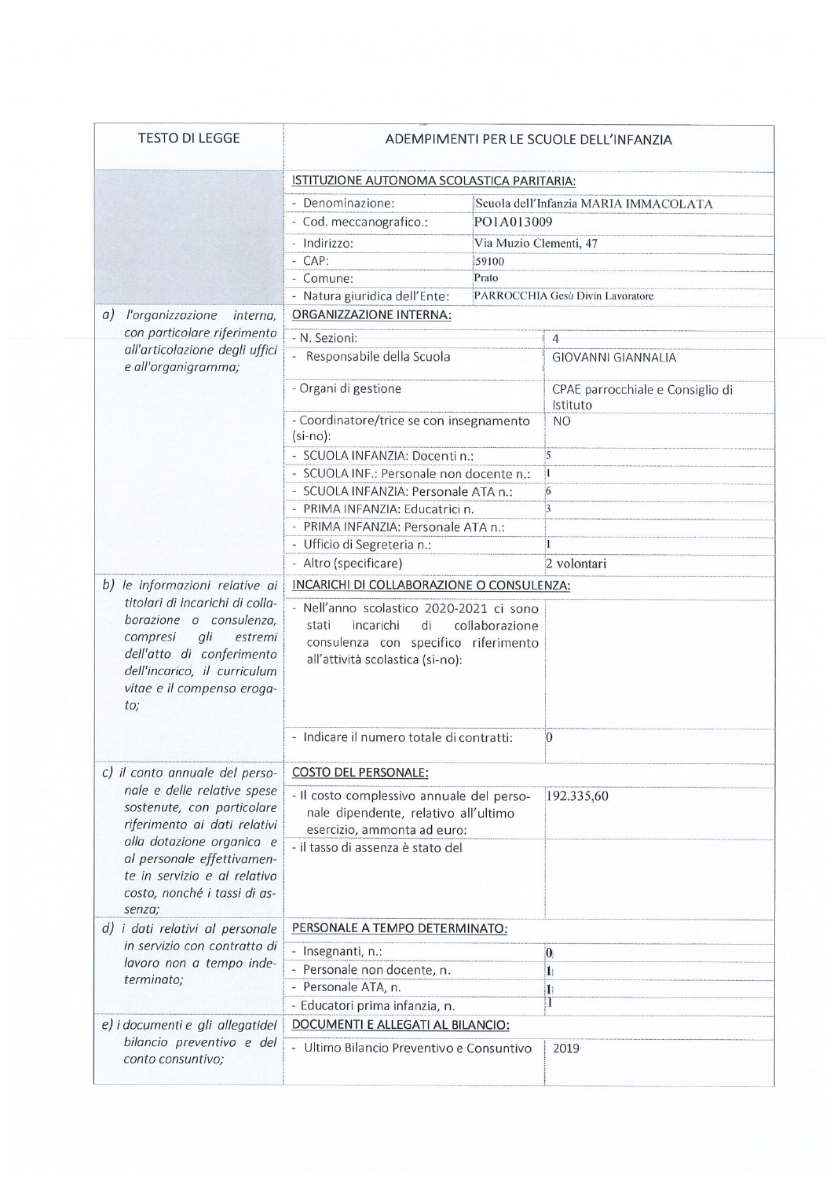| TESTO DI LEGGE | ADEMPIMENTI PER LE SCUOLE DELL'INFANZIA | |
|---|---|---|
| | ISTITUZIONE AUTONOMA SCOLASTICA PARITARIA: | |
| | - Denominazione: | Scuola dell'Infanzia MARIA IMMACOLATA |
| | - Cod. meccanografico.: | PO1A013009 |
| | - Indirizzo: | Via Muzio Clementi, 47 |
| | - CAP: | 59100 |
| | - Comune: | Prato |
| | - Natura giuridica dell'Ente: | PARROCCHIA Gesù Divin Lavoratore |
| *a) l'organizzazione interna, con particolare riferimento all'articolazione degli uffici e all'organigramma;* | ORGANIZZAZIONE INTERNA: | |
| | - N. Sezioni: | 4 |
| | - Responsabile della Scuola | GIOVANNI GIANNALIA |
| | - Organi di gestione | CPAE parrocchiale e Consiglio di Istituto |
| | - Coordinatore/trice se con insegnamento (si-no): | NO |
| | - SCUOLA INFANZIA: Docenti n.: | 5 |
| | - SCUOLA INF.: Personale non docente n.: | 1 |
| | - SCUOLA INFANZIA: Personale ATA n.: | 6 |
| | - PRIMA INFANZIA: Educatrici n. | 3 |
| | - PRIMA INFANZIA: Personale ATA n.: | |
| | - Ufficio di Segreteria n.: | 1 |
| | - Altro (specificare) | 2 volontari |
| *b) le informazioni relative ai titolari di incarichi di collaborazione o consulenza, compresi gli estremi dell'atto di conferimento dell'incarico, il curriculum vitae e il compenso erogato;* | INCARICHI DI COLLABORAZIONE O CONSULENZA: | |
| | - Nell'anno scolastico 2020-2021 ci sono stati incarichi di collaborazione consulenza con specifico riferimento all'attività scolastica (si-no): | |
| | - Indicare il numero totale di contratti: | 0 |
| *c) il conto annuale del personale e delle relative spese sostenute, con particolare riferimento ai dati relativi alla dotazione organica e al personale effettivamente in servizio e al relativo costo, nonché i tassi di assenza;* | COSTO DEL PERSONALE: | |
| | - Il costo complessivo annuale del personale dipendente, relativo all'ultimo esercizio, ammonta ad euro: | 192.335,60 |
| | - il tasso di assenza è stato del | |
| *d) i dati relativi al personale in servizio con contratto di lavoro non a tempo indeterminato;* | PERSONALE A TEMPO DETERMINATO: | |
| | - Insegnanti, n.: | 0 |
| | - Personale non docente, n. | 1 |
| | - Personale ATA, n. | 1 |
| | - Educatori prima infanzia, n. | 1 |
| *e) i documenti e gli allegati del bilancio preventivo e del conto consuntivo;* | DOCUMENTI E ALLEGATI AL BILANCIO: | |
| | - Ultimo Bilancio Preventivo e Consuntivo | 2019 |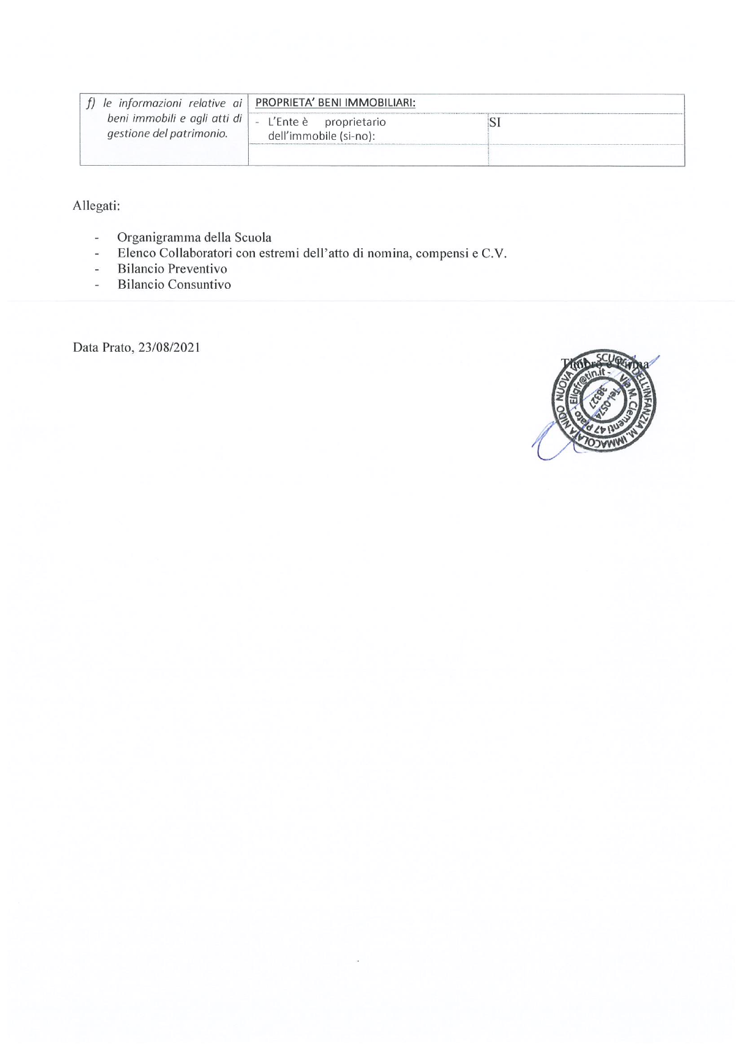| *f) le informazioni relative ai beni immobili e agli atti di gestione del patrimonio.* | PROPRIETA' BENI IMMOBILIARI: | |
|---|---|---|
| | - L'Ente è proprietario dell'immobile (si-no): | SI |
| | | |

Allegati:

- Organigramma della Scuola
- Elenco Collaboratori con estremi dell'atto di nomina, compensi e C.V.
- Bilancio Preventivo
- Bilancio Consuntivo

Data Prato, 23/08/2021

Timbro e Firma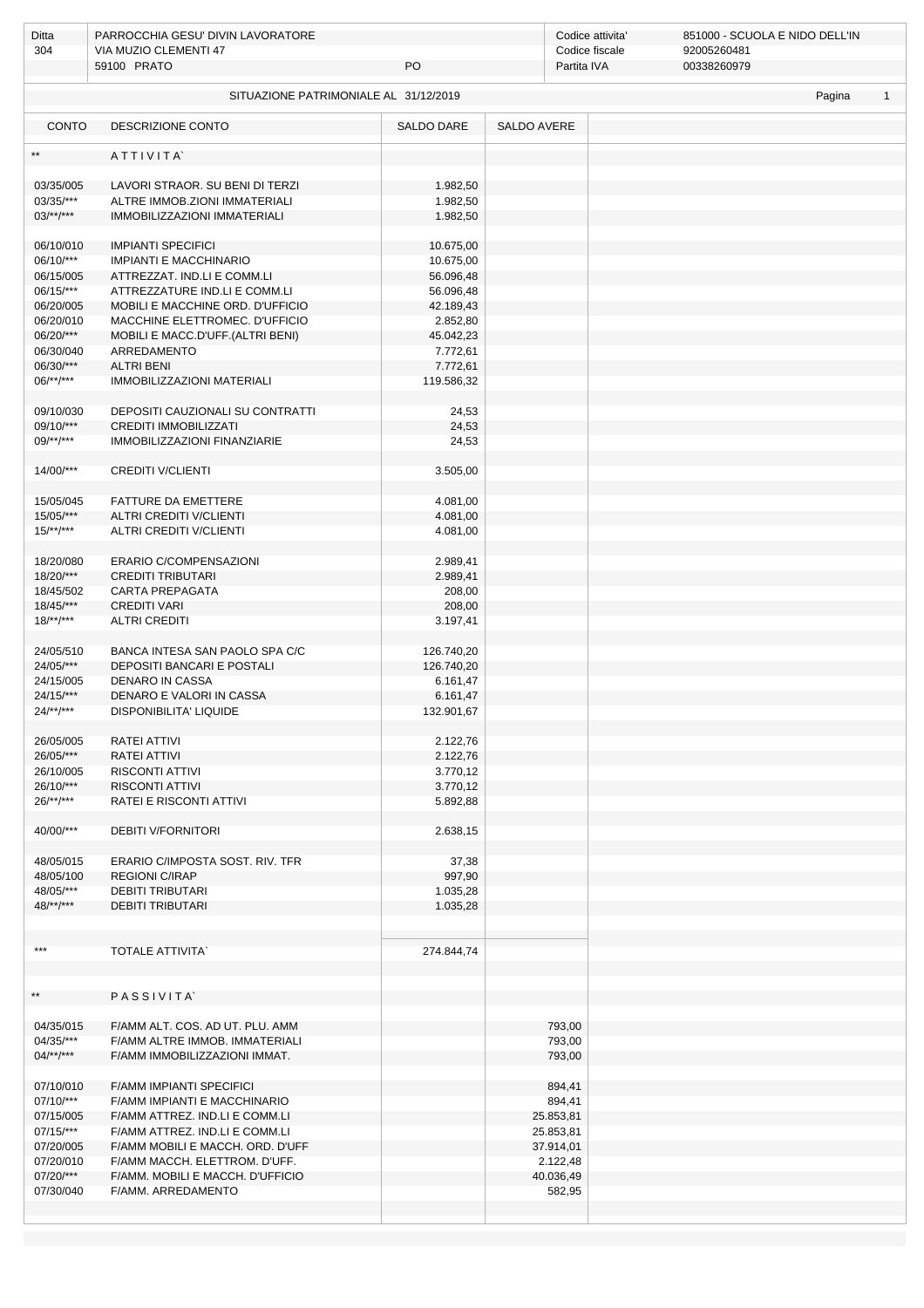| Ditta | PARROCCHIA GESU' DIVIN LAVORATORE | Codice attivita' | 851000 - SCUOLA E NIDO DELL'IN |
|---|---|---|---|
| 304 | VIA MUZIO CLEMENTI 47 | Codice fiscale | 92005260481 |
| | 59100 PRATO PO | Partita IVA | 00338260979 |

## SITUAZIONE PATRIMONIALE AL 31/12/2019

| CONTO | DESCRIZIONE CONTO | SALDO DARE | SALDO AVERE |
|---|---|---|---|
| ** | ATTIVITA` | | |
| 03/35/005 | LAVORI STRAOR. SU BENI DI TERZI | 1.982,50 | |
| 03/35/*** | ALTRE IMMOB.ZIONI IMMATERIALI | 1.982,50 | |
| 03/**/*** | IMMOBILIZZAZIONI IMMATERIALI | 1.982,50 | |
| 06/10/010 | IMPIANTI SPECIFICI | 10.675,00 | |
| 06/10/*** | IMPIANTI E MACCHINARIO | 10.675,00 | |
| 06/15/005 | ATTREZZAT. IND.LI E COMM.LI | 56.096,48 | |
| 06/15/*** | ATTREZZATURE IND.LI E COMM.LI | 56.096,48 | |
| 06/20/005 | MOBILI E MACCHINE ORD. D'UFFICIO | 42.189,43 | |
| 06/20/010 | MACCHINE ELETTROMEC. D'UFFICIO | 2.852,80 | |
| 06/20/*** | MOBILI E MACC.D'UFF.(ALTRI BENI) | 45.042,23 | |
| 06/30/040 | ARREDAMENTO | 7.772,61 | |
| 06/30/*** | ALTRI BENI | 7.772,61 | |
| 06/**/*** | IMMOBILIZZAZIONI MATERIALI | 119.586,32 | |
| 09/10/030 | DEPOSITI CAUZIONALI SU CONTRATTI | 24,53 | |
| 09/10/*** | CREDITI IMMOBILIZZATI | 24,53 | |
| 09/**/*** | IMMOBILIZZAZIONI FINANZIARIE | 24,53 | |
| 14/00/*** | CREDITI V/CLIENTI | 3.505,00 | |
| 15/05/045 | FATTURE DA EMETTERE | 4.081,00 | |
| 15/05/*** | ALTRI CREDITI V/CLIENTI | 4.081,00 | |
| 15/**/*** | ALTRI CREDITI V/CLIENTI | 4.081,00 | |
| 18/20/080 | ERARIO C/COMPENSAZIONI | 2.989,41 | |
| 18/20/*** | CREDITI TRIBUTARI | 2.989,41 | |
| 18/45/502 | CARTA PREPAGATA | 208,00 | |
| 18/45/*** | CREDITI VARI | 208,00 | |
| 18/**/*** | ALTRI CREDITI | 3.197,41 | |
| 24/05/510 | BANCA INTESA SAN PAOLO SPA C/C | 126.740,20 | |
| 24/05/*** | DEPOSITI BANCARI E POSTALI | 126.740,20 | |
| 24/15/005 | DENARO IN CASSA | 6.161,47 | |
| 24/15/*** | DENARO E VALORI IN CASSA | 6.161,47 | |
| 24/**/*** | DISPONIBILITA' LIQUIDE | 132.901,67 | |
| 26/05/005 | RATEI ATTIVI | 2.122,76 | |
| 26/05/*** | RATEI ATTIVI | 2.122,76 | |
| 26/10/005 | RISCONTI ATTIVI | 3.770,12 | |
| 26/10/*** | RISCONTI ATTIVI | 3.770,12 | |
| 26/**/*** | RATEI E RISCONTI ATTIVI | 5.892,88 | |
| 40/00/*** | DEBITI V/FORNITORI | 2.638,15 | |
| 48/05/015 | ERARIO C/IMPOSTA SOST. RIV. TFR | 37,38 | |
| 48/05/100 | REGIONI C/IRAP | 997,90 | |
| 48/05/*** | DEBITI TRIBUTARI | 1.035,28 | |
| 48/**/*** | DEBITI TRIBUTARI | 1.035,28 | |
| *** | TOTALE ATTIVITA` | 274.844,74 | |
| ** | PASSIVITA` | | |
| 04/35/015 | F/AMM ALT. COS. AD UT. PLU. AMM | | 793,00 |
| 04/35/*** | F/AMM ALTRE IMMOB. IMMATERIALI | | 793,00 |
| 04/**/*** | F/AMM IMMOBILIZZAZIONI IMMAT. | | 793,00 |
| 07/10/010 | F/AMM IMPIANTI SPECIFICI | | 894,41 |
| 07/10/*** | F/AMM IMPIANTI E MACCHINARIO | | 894,41 |
| 07/15/005 | F/AMM ATTREZ. IND.LI E COMM.LI | | 25.853,81 |
| 07/15/*** | F/AMM ATTREZ. IND.LI E COMM.LI | | 25.853,81 |
| 07/20/005 | F/AMM MOBILI E MACCH. ORD. D'UFF | | 37.914,01 |
| 07/20/010 | F/AMM MACCH. ELETTROM. D'UFF. | | 2.122,48 |
| 07/20/*** | F/AMM. MOBILI E MACCH. D'UFFICIO | | 40.036,49 |
| 07/30/040 | F/AMM. ARREDAMENTO | | 582,95 |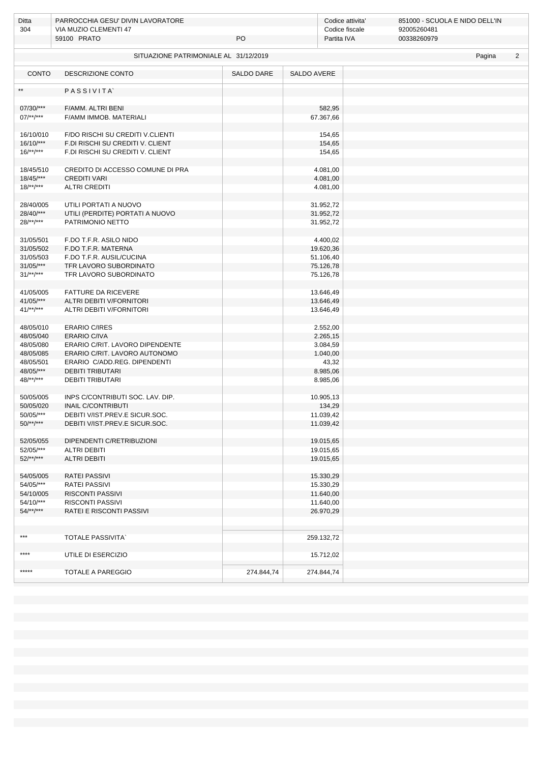| Ditta | PARROCCHIA GESU' DIVIN LAVORATORE | | Codice attivita' | 851000 - SCUOLA E NIDO DELL'IN |
|---|---|---|---|---|
| 304 | VIA MUZIO CLEMENTI 47 | | Codice fiscale | 92005260481 |
| | 59100 PRATO | PO | Partita IVA | 00338260979 |

SITUAZIONE PATRIMONIALE AL 31/12/2019

| CONTO | DESCRIZIONE CONTO | SALDO DARE | SALDO AVERE |
|---|---|---|---|
| ** | P A S S I V I T A` | | |
| 07/30/*** | F/AMM. ALTRI BENI | | 582,95 |
| 07/**/*** | F/AMM IMMOB. MATERIALI | | 67.367,66 |
| 16/10/010 | F/DO RISCHI SU CREDITI V.CLIENTI | | 154,65 |
| 16/10/*** | F.DI RISCHI SU CREDITI V. CLIENT | | 154,65 |
| 16/**/*** | F.DI RISCHI SU CREDITI V. CLIENT | | 154,65 |
| 18/45/510 | CREDITO DI ACCESSO COMUNE DI PRA | | 4.081,00 |
| 18/45/*** | CREDITI VARI | | 4.081,00 |
| 18/**/*** | ALTRI CREDITI | | 4.081,00 |
| 28/40/005 | UTILI PORTATI A NUOVO | | 31.952,72 |
| 28/40/*** | UTILI (PERDITE) PORTATI A NUOVO | | 31.952,72 |
| 28/**/*** | PATRIMONIO NETTO | | 31.952,72 |
| 31/05/501 | F.DO T.F.R. ASILO NIDO | | 4.400,02 |
| 31/05/502 | F.DO T.F.R. MATERNA | | 19.620,36 |
| 31/05/503 | F.DO T.F.R. AUSIL/CUCINA | | 51.106,40 |
| 31/05/*** | TFR LAVORO SUBORDINATO | | 75.126,78 |
| 31/**/*** | TFR LAVORO SUBORDINATO | | 75.126,78 |
| 41/05/005 | FATTURE DA RICEVERE | | 13.646,49 |
| 41/05/*** | ALTRI DEBITI V/FORNITORI | | 13.646,49 |
| 41/**/*** | ALTRI DEBITI V/FORNITORI | | 13.646,49 |
| 48/05/010 | ERARIO C/IRES | | 2.552,00 |
| 48/05/040 | ERARIO C/IVA | | 2.265,15 |
| 48/05/080 | ERARIO C/RIT. LAVORO DIPENDENTE | | 3.084,59 |
| 48/05/085 | ERARIO C/RIT. LAVORO AUTONOMO | | 1.040,00 |
| 48/05/501 | ERARIO C/ADD.REG. DIPENDENTI | | 43,32 |
| 48/05/*** | DEBITI TRIBUTARI | | 8.985,06 |
| 48/**/*** | DEBITI TRIBUTARI | | 8.985,06 |
| 50/05/005 | INPS C/CONTRIBUTI SOC. LAV. DIP. | | 10.905,13 |
| 50/05/020 | INAIL C/CONTRIBUTI | | 134,29 |
| 50/05/*** | DEBITI V/IST.PREV.E SICUR.SOC. | | 11.039,42 |
| 50/**/*** | DEBITI V/IST.PREV.E SICUR.SOC. | | 11.039,42 |
| 52/05/055 | DIPENDENTI C/RETRIBUZIONI | | 19.015,65 |
| 52/05/*** | ALTRI DEBITI | | 19.015,65 |
| 52/**/*** | ALTRI DEBITI | | 19.015,65 |
| 54/05/005 | RATEI PASSIVI | | 15.330,29 |
| 54/05/*** | RATEI PASSIVI | | 15.330,29 |
| 54/10/005 | RISCONTI PASSIVI | | 11.640,00 |
| 54/10/*** | RISCONTI PASSIVI | | 11.640,00 |
| 54/**/*** | RATEI E RISCONTI PASSIVI | | 26.970,29 |
| *** | TOTALE PASSIVITA` | | 259.132,72 |
| **** | UTILE DI ESERCIZIO | | 15.712,02 |
| ***** | TOTALE A PAREGGIO | 274.844,74 | 274.844,74 |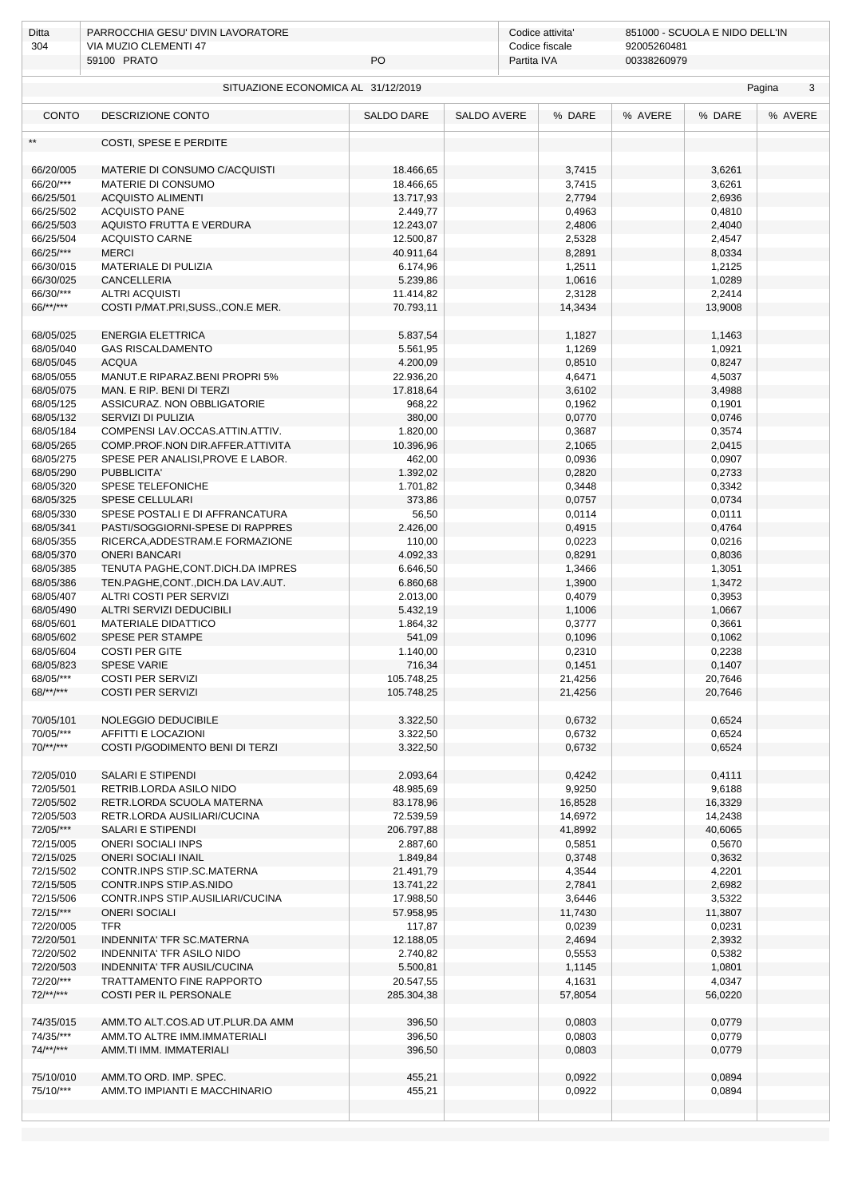| Ditta | PARROCCHIA GESU' DIVIN LAVORATORE | | Codice attivita' | 851000 - SCUOLA E NIDO DELL'IN |
|---|---|---|---|---|
| 304 | VIA MUZIO CLEMENTI 47 | | Codice fiscale | 92005260481 |
| | 59100 PRATO | PO | Partita IVA | 00338260979 |

SITUAZIONE ECONOMICA AL 31/12/2019

| CONTO | DESCRIZIONE CONTO | SALDO DARE | SALDO AVERE | % DARE | % AVERE | % DARE | % AVERE |
|---|---|---|---|---|---|---|---|
| ** | COSTI, SPESE E PERDITE | | | | | | |
| 66/20/005 | MATERIE DI CONSUMO C/ACQUISTI | 18.466,65 | | 3,7415 | | 3,6261 | |
| 66/20/*** | MATERIE DI CONSUMO | 18.466,65 | | 3,7415 | | 3,6261 | |
| 66/25/501 | ACQUISTO ALIMENTI | 13.717,93 | | 2,7794 | | 2,6936 | |
| 66/25/502 | ACQUISTO PANE | 2.449,77 | | 0,4963 | | 0,4810 | |
| 66/25/503 | AQUISTO FRUTTA E VERDURA | 12.243,07 | | 2,4806 | | 2,4040 | |
| 66/25/504 | ACQUISTO CARNE | 12.500,87 | | 2,5328 | | 2,4547 | |
| 66/25/*** | MERCI | 40.911,64 | | 8,2891 | | 8,0334 | |
| 66/30/015 | MATERIALE DI PULIZIA | 6.174,96 | | 1,2511 | | 1,2125 | |
| 66/30/025 | CANCELLERIA | 5.239,86 | | 1,0616 | | 1,0289 | |
| 66/30/*** | ALTRI ACQUISTI | 11.414,82 | | 2,3128 | | 2,2414 | |
| 66/**/*** | COSTI P/MAT.PRI,SUSS.,CON.E MER. | 70.793,11 | | 14,3434 | | 13,9008 | |
| 68/05/025 | ENERGIA ELETTRICA | 5.837,54 | | 1,1827 | | 1,1463 | |
| 68/05/040 | GAS RISCALDAMENTO | 5.561,95 | | 1,1269 | | 1,0921 | |
| 68/05/045 | ACQUA | 4.200,09 | | 0,8510 | | 0,8247 | |
| 68/05/055 | MANUT.E RIPARAZ.BENI PROPRI 5% | 22.936,20 | | 4,6471 | | 4,5037 | |
| 68/05/075 | MAN. E RIP. BENI DI TERZI | 17.818,64 | | 3,6102 | | 3,4988 | |
| 68/05/125 | ASSICURAZ. NON OBBLIGATORIE | 968,22 | | 0,1962 | | 0,1901 | |
| 68/05/132 | SERVIZI DI PULIZIA | 380,00 | | 0,0770 | | 0,0746 | |
| 68/05/184 | COMPENSI LAV.OCCAS.ATTIN.ATTIV. | 1.820,00 | | 0,3687 | | 0,3574 | |
| 68/05/265 | COMP.PROF.NON DIR.AFFER.ATTIVITA | 10.396,96 | | 2,1065 | | 2,0415 | |
| 68/05/275 | SPESE PER ANALISI,PROVE E LABOR. | 462,00 | | 0,0936 | | 0,0907 | |
| 68/05/290 | PUBBLICITA' | 1.392,02 | | 0,2820 | | 0,2733 | |
| 68/05/320 | SPESE TELEFONICHE | 1.701,82 | | 0,3448 | | 0,3342 | |
| 68/05/325 | SPESE CELLULARI | 373,86 | | 0,0757 | | 0,0734 | |
| 68/05/330 | SPESE POSTALI E DI AFFRANCATURA | 56,50 | | 0,0114 | | 0,0111 | |
| 68/05/341 | PASTI/SOGGIORNI-SPESE DI RAPPRES | 2.426,00 | | 0,4915 | | 0,4764 | |
| 68/05/355 | RICERCA,ADDESTRAM.E FORMAZIONE | 110,00 | | 0,0223 | | 0,0216 | |
| 68/05/370 | ONERI BANCARI | 4.092,33 | | 0,8291 | | 0,8036 | |
| 68/05/385 | TENUTA PAGHE,CONT.DICH.DA IMPRES | 6.646,50 | | 1,3466 | | 1,3051 | |
| 68/05/386 | TEN.PAGHE,CONT.,DICH.DA LAV.AUT. | 6.860,68 | | 1,3900 | | 1,3472 | |
| 68/05/407 | ALTRI COSTI PER SERVIZI | 2.013,00 | | 0,4079 | | 0,3953 | |
| 68/05/490 | ALTRI SERVIZI DEDUCIBILI | 5.432,19 | | 1,1006 | | 1,0667 | |
| 68/05/601 | MATERIALE DIDATTICO | 1.864,32 | | 0,3777 | | 0,3661 | |
| 68/05/602 | SPESE PER STAMPE | 541,09 | | 0,1096 | | 0,1062 | |
| 68/05/604 | COSTI PER GITE | 1.140,00 | | 0,2310 | | 0,2238 | |
| 68/05/823 | SPESE VARIE | 716,34 | | 0,1451 | | 0,1407 | |
| 68/05/*** | COSTI PER SERVIZI | 105.748,25 | | 21,4256 | | 20,7646 | |
| 68/**/*** | COSTI PER SERVIZI | 105.748,25 | | 21,4256 | | 20,7646 | |
| 70/05/101 | NOLEGGIO DEDUCIBILE | 3.322,50 | | 0,6732 | | 0,6524 | |
| 70/05/*** | AFFITTI E LOCAZIONI | 3.322,50 | | 0,6732 | | 0,6524 | |
| 70/**/*** | COSTI P/GODIMENTO BENI DI TERZI | 3.322,50 | | 0,6732 | | 0,6524 | |
| 72/05/010 | SALARI E STIPENDI | 2.093,64 | | 0,4242 | | 0,4111 | |
| 72/05/501 | RETRIB.LORDA ASILO NIDO | 48.985,69 | | 9,9250 | | 9,6188 | |
| 72/05/502 | RETR.LORDA SCUOLA MATERNA | 83.178,96 | | 16,8528 | | 16,3329 | |
| 72/05/503 | RETR.LORDA AUSILIARI/CUCINA | 72.539,59 | | 14,6972 | | 14,2438 | |
| 72/05/*** | SALARI E STIPENDI | 206.797,88 | | 41,8992 | | 40,6065 | |
| 72/15/005 | ONERI SOCIALI INPS | 2.887,60 | | 0,5851 | | 0,5670 | |
| 72/15/025 | ONERI SOCIALI INAIL | 1.849,84 | | 0,3748 | | 0,3632 | |
| 72/15/502 | CONTR.INPS STIP.SC.MATERNA | 21.491,79 | | 4,3544 | | 4,2201 | |
| 72/15/505 | CONTR.INPS STIP.AS.NIDO | 13.741,22 | | 2,7841 | | 2,6982 | |
| 72/15/506 | CONTR.INPS STIP.AUSILIARI/CUCINA | 17.988,50 | | 3,6446 | | 3,5322 | |
| 72/15/*** | ONERI SOCIALI | 57.958,95 | | 11,7430 | | 11,3807 | |
| 72/20/005 | TFR | 117,87 | | 0,0239 | | 0,0231 | |
| 72/20/501 | INDENNITA' TFR SC.MATERNA | 12.188,05 | | 2,4694 | | 2,3932 | |
| 72/20/502 | INDENNITA' TFR ASILO NIDO | 2.740,82 | | 0,5553 | | 0,5382 | |
| 72/20/503 | INDENNITA' TFR AUSIL/CUCINA | 5.500,81 | | 1,1145 | | 1,0801 | |
| 72/20/*** | TRATTAMENTO FINE RAPPORTO | 20.547,55 | | 4,1631 | | 4,0347 | |
| 72/**/*** | COSTI PER IL PERSONALE | 285.304,38 | | 57,8054 | | 56,0220 | |
| 74/35/015 | AMM.TO ALT.COS.AD UT.PLUR.DA AMM | 396,50 | | 0,0803 | | 0,0779 | |
| 74/35/*** | AMM.TO ALTRE IMM.IMMATERIALI | 396,50 | | 0,0803 | | 0,0779 | |
| 74/**/*** | AMM.TI IMM. IMMATERIALI | 396,50 | | 0,0803 | | 0,0779 | |
| 75/10/010 | AMM.TO ORD. IMP. SPEC. | 455,21 | | 0,0922 | | 0,0894 | |
| 75/10/*** | AMM.TO IMPIANTI E MACCHINARIO | 455,21 | | 0,0922 | | 0,0894 | |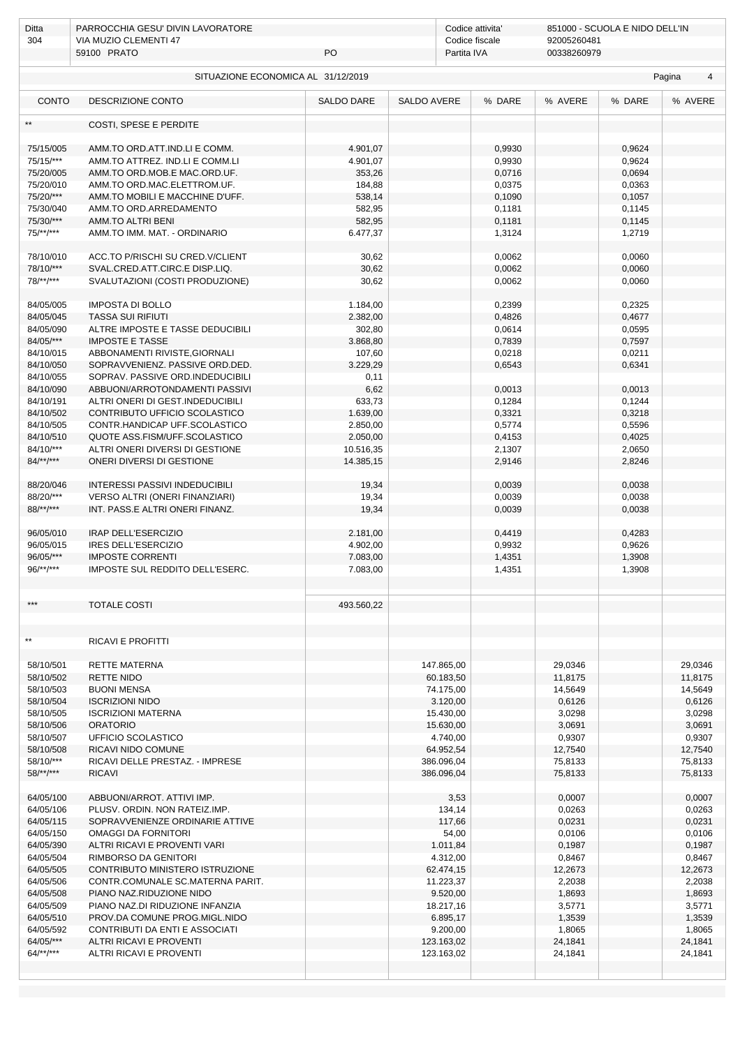| Ditta | PARROCCHIA GESU' DIVIN LAVORATORE | Codice attivita' | 851000 - SCUOLA E NIDO DELL'IN |
|---|---|---|---|
| 304 | VIA MUZIO CLEMENTI 47 | Codice fiscale | 92005260481 |
| | 59100 PRATO PO | Partita IVA | 00338260979 |

SITUAZIONE ECONOMICA AL 31/12/2019

| CONTO | DESCRIZIONE CONTO | SALDO DARE | SALDO AVERE | % DARE | % AVERE | % DARE | % AVERE |
|---|---|---|---|---|---|---|---|
| ** | COSTI, SPESE E PERDITE | | | | | | |
| 75/15/005 | AMM.TO ORD.ATT.IND.LI E COMM. | 4.901,07 | | 0,9930 | | 0,9624 | |
| 75/15/*** | AMM.TO ATTREZ. IND.LI E COMM.LI | 4.901,07 | | 0,9930 | | 0,9624 | |
| 75/20/005 | AMM.TO ORD.MOB.E MAC.ORD.UF. | 353,26 | | 0,0716 | | 0,0694 | |
| 75/20/010 | AMM.TO ORD.MAC.ELETTROM.UF. | 184,88 | | 0,0375 | | 0,0363 | |
| 75/20/*** | AMM.TO MOBILI E MACCHINE D'UFF. | 538,14 | | 0,1090 | | 0,1057 | |
| 75/30/040 | AMM.TO ORD.ARREDAMENTO | 582,95 | | 0,1181 | | 0,1145 | |
| 75/30/*** | AMM.TO ALTRI BENI | 582,95 | | 0,1181 | | 0,1145 | |
| 75/**/*** | AMM.TO IMM. MAT. - ORDINARIO | 6.477,37 | | 1,3124 | | 1,2719 | |
| 78/10/010 | ACC.TO P/RISCHI SU CRED.V/CLIENT | 30,62 | | 0,0062 | | 0,0060 | |
| 78/10/*** | SVAL.CRED.ATT.CIRC.E DISP.LIQ. | 30,62 | | 0,0062 | | 0,0060 | |
| 78/**/*** | SVALUTAZIONI (COSTI PRODUZIONE) | 30,62 | | 0,0062 | | 0,0060 | |
| 84/05/005 | IMPOSTA DI BOLLO | 1.184,00 | | 0,2399 | | 0,2325 | |
| 84/05/045 | TASSA SUI RIFIUTI | 2.382,00 | | 0,4826 | | 0,4677 | |
| 84/05/090 | ALTRE IMPOSTE E TASSE DEDUCIBILI | 302,80 | | 0,0614 | | 0,0595 | |
| 84/05/*** | IMPOSTE E TASSE | 3.868,80 | | 0,7839 | | 0,7597 | |
| 84/10/015 | ABBONAMENTI RIVISTE,GIORNALI | 107,60 | | 0,0218 | | 0,0211 | |
| 84/10/050 | SOPRAVVENIENZ. PASSIVE ORD.DED. | 3.229,29 | | 0,6543 | | 0,6341 | |
| 84/10/055 | SOPRAV. PASSIVE ORD.INDEDUCIBILI | 0,11 | | | | | |
| 84/10/090 | ABBUONI/ARROTONDAMENTI PASSIVI | 6,62 | | 0,0013 | | 0,0013 | |
| 84/10/191 | ALTRI ONERI DI GEST.INDEDUCIBILI | 633,73 | | 0,1284 | | 0,1244 | |
| 84/10/502 | CONTRIBUTO UFFICIO SCOLASTICO | 1.639,00 | | 0,3321 | | 0,3218 | |
| 84/10/505 | CONTR.HANDICAP UFF.SCOLASTICO | 2.850,00 | | 0,5774 | | 0,5596 | |
| 84/10/510 | QUOTE ASS.FISM/UFF.SCOLASTICO | 2.050,00 | | 0,4153 | | 0,4025 | |
| 84/10/*** | ALTRI ONERI DIVERSI DI GESTIONE | 10.516,35 | | 2,1307 | | 2,0650 | |
| 84/**/*** | ONERI DIVERSI DI GESTIONE | 14.385,15 | | 2,9146 | | 2,8246 | |
| 88/20/046 | INTERESSI PASSIVI INDEDUCIBILI | 19,34 | | 0,0039 | | 0,0038 | |
| 88/20/*** | VERSO ALTRI (ONERI FINANZIARI) | 19,34 | | 0,0039 | | 0,0038 | |
| 88/**/*** | INT. PASS.E ALTRI ONERI FINANZ. | 19,34 | | 0,0039 | | 0,0038 | |
| 96/05/010 | IRAP DELL'ESERCIZIO | 2.181,00 | | 0,4419 | | 0,4283 | |
| 96/05/015 | IRES DELL'ESERCIZIO | 4.902,00 | | 0,9932 | | 0,9626 | |
| 96/05/*** | IMPOSTE CORRENTI | 7.083,00 | | 1,4351 | | 1,3908 | |
| 96/**/*** | IMPOSTE SUL REDDITO DELL'ESERC. | 7.083,00 | | 1,4351 | | 1,3908 | |
| *** | TOTALE COSTI | 493.560,22 | | | | | |
| ** | RICAVI E PROFITTI | | | | | | |
| 58/10/501 | RETTE MATERNA | | 147.865,00 | | 29,0346 | | 29,0346 |
| 58/10/502 | RETTE NIDO | | 60.183,50 | | 11,8175 | | 11,8175 |
| 58/10/503 | BUONI MENSA | | 74.175,00 | | 14,5649 | | 14,5649 |
| 58/10/504 | ISCRIZIONI NIDO | | 3.120,00 | | 0,6126 | | 0,6126 |
| 58/10/505 | ISCRIZIONI MATERNA | | 15.430,00 | | 3,0298 | | 3,0298 |
| 58/10/506 | ORATORIO | | 15.630,00 | | 3,0691 | | 3,0691 |
| 58/10/507 | UFFICIO SCOLASTICO | | 4.740,00 | | 0,9307 | | 0,9307 |
| 58/10/508 | RICAVI NIDO COMUNE | | 64.952,54 | | 12,7540 | | 12,7540 |
| 58/10/*** | RICAVI DELLE PRESTAZ. - IMPRESE | | 386.096,04 | | 75,8133 | | 75,8133 |
| 58/**/*** | RICAVI | | 386.096,04 | | 75,8133 | | 75,8133 |
| 64/05/100 | ABBUONI/ARROT. ATTIVI IMP. | | 3,53 | | 0,0007 | | 0,0007 |
| 64/05/106 | PLUSV. ORDIN. NON RATEIZ.IMP. | | 134,14 | | 0,0263 | | 0,0263 |
| 64/05/115 | SOPRAVVENIENZE ORDINARIE ATTIVE | | 117,66 | | 0,0231 | | 0,0231 |
| 64/05/150 | OMAGGI DA FORNITORI | | 54,00 | | 0,0106 | | 0,0106 |
| 64/05/390 | ALTRI RICAVI E PROVENTI VARI | | 1.011,84 | | 0,1987 | | 0,1987 |
| 64/05/504 | RIMBORSO DA GENITORI | | 4.312,00 | | 0,8467 | | 0,8467 |
| 64/05/505 | CONTRIBUTO MINISTERO ISTRUZIONE | | 62.474,15 | | 12,2673 | | 12,2673 |
| 64/05/506 | CONTR.COMUNALE SC.MATERNA PARIT. | | 11.223,37 | | 2,2038 | | 2,2038 |
| 64/05/508 | PIANO NAZ.RIDUZIONE NIDO | | 9.520,00 | | 1,8693 | | 1,8693 |
| 64/05/509 | PIANO NAZ.DI RIDUZIONE INFANZIA | | 18.217,16 | | 3,5771 | | 3,5771 |
| 64/05/510 | PROV.DA COMUNE PROG.MIGL.NIDO | | 6.895,17 | | 1,3539 | | 1,3539 |
| 64/05/592 | CONTRIBUTI DA ENTI E ASSOCIATI | | 9.200,00 | | 1,8065 | | 1,8065 |
| 64/05/*** | ALTRI RICAVI E PROVENTI | | 123.163,02 | | 24,1841 | | 24,1841 |
| 64/**/*** | ALTRI RICAVI E PROVENTI | | 123.163,02 | | 24,1841 | | 24,1841 |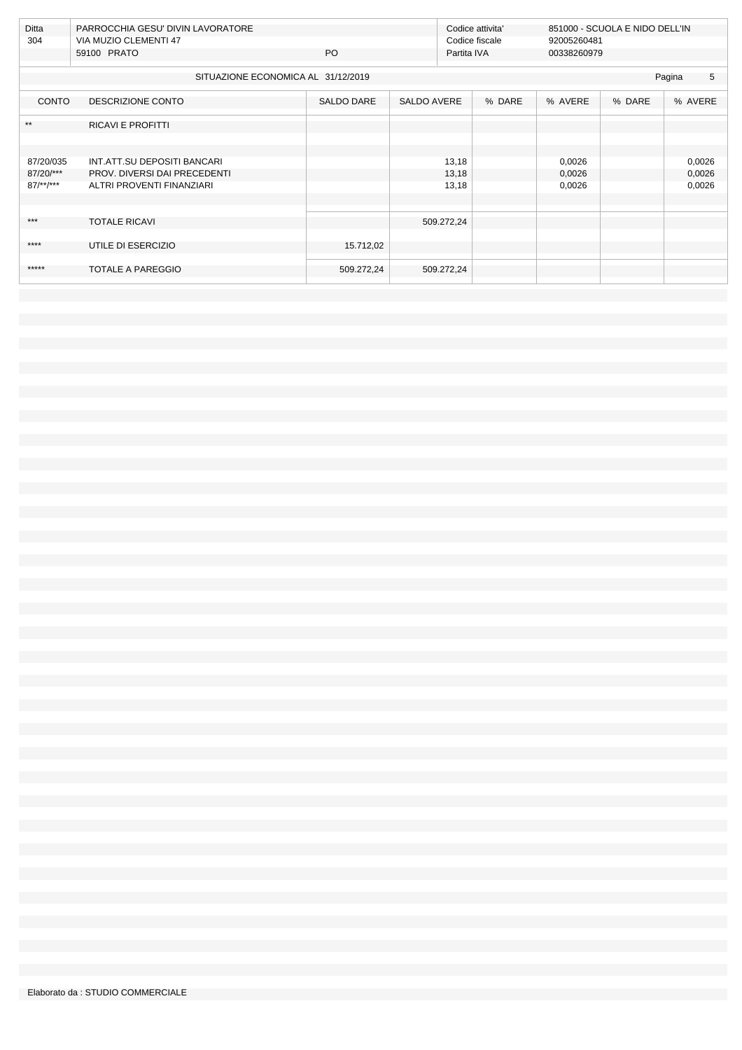| Ditta | PARROCCHIA GESU' DIVIN LAVORATORE | | Codice attivita' | 851000 - SCUOLA E NIDO DELL'IN |
|---|---|---|---|---|
| 304 | VIA MUZIO CLEMENTI 47 | | Codice fiscale | 92005260481 |
| | 59100 PRATO | PO | Partita IVA | 00338260979 |

SITUAZIONE ECONOMICA AL 31/12/2019

| CONTO | DESCRIZIONE CONTO | SALDO DARE | SALDO AVERE | % DARE | % AVERE | % DARE | % AVERE |
|---|---|---|---|---|---|---|---|
| ** | RICAVI E PROFITTI | | | | | | |
| 87/20/035 | INT.ATT.SU DEPOSITI BANCARI | | 13,18 | | 0,0026 | | 0,0026 |
| 87/20/*** | PROV. DIVERSI DAI PRECEDENTI | | 13,18 | | 0,0026 | | 0,0026 |
| 87/**/*** | ALTRI PROVENTI FINANZIARI | | 13,18 | | 0,0026 | | 0,0026 |
| *** | TOTALE RICAVI | | 509.272,24 | | | | |
| **** | UTILE DI ESERCIZIO | 15.712,02 | | | | | |
| ***** | TOTALE A PAREGGIO | 509.272,24 | 509.272,24 | | | | |

Elaborato da : STUDIO COMMERCIALE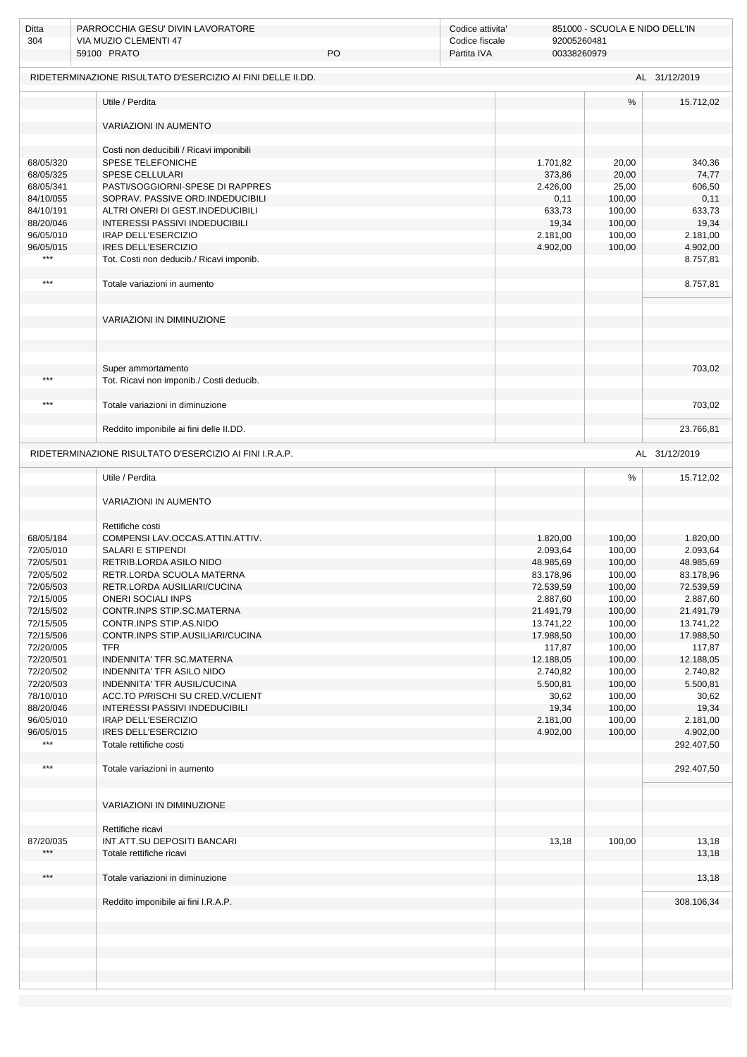| Ditta | PARROCCHIA GESU' DIVIN LAVORATORE | | Codice attivita' | 851000 - SCUOLA E NIDO DELL'IN |
|---|---|---|---|---|
| 304 | VIA MUZIO CLEMENTI 47 | | Codice fiscale | 92005260481 |
| | 59100 PRATO | PO | Partita IVA | 00338260979 |

## RIDETERMINAZIONE RISULTATO D'ESERCIZIO AI FINI DELLE II.DD. — AL 31/12/2019

| | | | % | |
|---|---|---|---|---|
| | Utile / Perdita | | | 15.712,02 |
| | VARIAZIONI IN AUMENTO | | | |
| | Costi non deducibili / Ricavi imponibili | | | |
| 68/05/320 | SPESE TELEFONICHE | 1.701,82 | 20,00 | 340,36 |
| 68/05/325 | SPESE CELLULARI | 373,86 | 20,00 | 74,77 |
| 68/05/341 | PASTI/SOGGIORNI-SPESE DI RAPPRES | 2.426,00 | 25,00 | 606,50 |
| 84/10/055 | SOPRAV. PASSIVE ORD.INDEDUCIBILI | 0,11 | 100,00 | 0,11 |
| 84/10/191 | ALTRI ONERI DI GEST.INDEDUCIBILI | 633,73 | 100,00 | 633,73 |
| 88/20/046 | INTERESSI PASSIVI INDEDUCIBILI | 19,34 | 100,00 | 19,34 |
| 96/05/010 | IRAP DELL'ESERCIZIO | 2.181,00 | 100,00 | 2.181,00 |
| 96/05/015 | IRES DELL'ESERCIZIO | 4.902,00 | 100,00 | 4.902,00 |
| *** | Tot. Costi non deducib./ Ricavi imponib. | | | 8.757,81 |
| *** | Totale variazioni in aumento | | | 8.757,81 |
| | VARIAZIONI IN DIMINUZIONE | | | |
| | Super ammortamento | | | 703,02 |
| *** | Tot. Ricavi non imponib./ Costi deducib. | | | |
| *** | Totale variazioni in diminuzione | | | 703,02 |
| | Reddito imponibile ai fini delle II.DD. | | | 23.766,81 |

## RIDETERMINAZIONE RISULTATO D'ESERCIZIO AI FINI I.R.A.P. — AL 31/12/2019

| | | | % | |
|---|---|---|---|---|
| | Utile / Perdita | | | 15.712,02 |
| | VARIAZIONI IN AUMENTO | | | |
| | Rettifiche costi | | | |
| 68/05/184 | COMPENSI LAV.OCCAS.ATTIN.ATTIV. | 1.820,00 | 100,00 | 1.820,00 |
| 72/05/010 | SALARI E STIPENDI | 2.093,64 | 100,00 | 2.093,64 |
| 72/05/501 | RETRIB.LORDA ASILO NIDO | 48.985,69 | 100,00 | 48.985,69 |
| 72/05/502 | RETR.LORDA SCUOLA MATERNA | 83.178,96 | 100,00 | 83.178,96 |
| 72/05/503 | RETR.LORDA AUSILIARI/CUCINA | 72.539,59 | 100,00 | 72.539,59 |
| 72/15/005 | ONERI SOCIALI INPS | 2.887,60 | 100,00 | 2.887,60 |
| 72/15/502 | CONTR.INPS STIP.SC.MATERNA | 21.491,79 | 100,00 | 21.491,79 |
| 72/15/505 | CONTR.INPS STIP.AS.NIDO | 13.741,22 | 100,00 | 13.741,22 |
| 72/15/506 | CONTR.INPS STIP.AUSILIARI/CUCINA | 17.988,50 | 100,00 | 17.988,50 |
| 72/20/005 | TFR | 117,87 | 100,00 | 117,87 |
| 72/20/501 | INDENNITA' TFR SC.MATERNA | 12.188,05 | 100,00 | 12.188,05 |
| 72/20/502 | INDENNITA' TFR ASILO NIDO | 2.740,82 | 100,00 | 2.740,82 |
| 72/20/503 | INDENNITA' TFR AUSIL/CUCINA | 5.500,81 | 100,00 | 5.500,81 |
| 78/10/010 | ACC.TO P/RISCHI SU CRED.V/CLIENT | 30,62 | 100,00 | 30,62 |
| 88/20/046 | INTERESSI PASSIVI INDEDUCIBILI | 19,34 | 100,00 | 19,34 |
| 96/05/010 | IRAP DELL'ESERCIZIO | 2.181,00 | 100,00 | 2.181,00 |
| 96/05/015 | IRES DELL'ESERCIZIO | 4.902,00 | 100,00 | 4.902,00 |
| *** | Totale rettifiche costi | | | 292.407,50 |
| *** | Totale variazioni in aumento | | | 292.407,50 |
| | VARIAZIONI IN DIMINUZIONE | | | |
| | Rettifiche ricavi | | | |
| 87/20/035 | INT.ATT.SU DEPOSITI BANCARI | 13,18 | 100,00 | 13,18 |
| *** | Totale rettifiche ricavi | | | 13,18 |
| *** | Totale variazioni in diminuzione | | | 13,18 |
| | Reddito imponibile ai fini I.R.A.P. | | | 308.106,34 |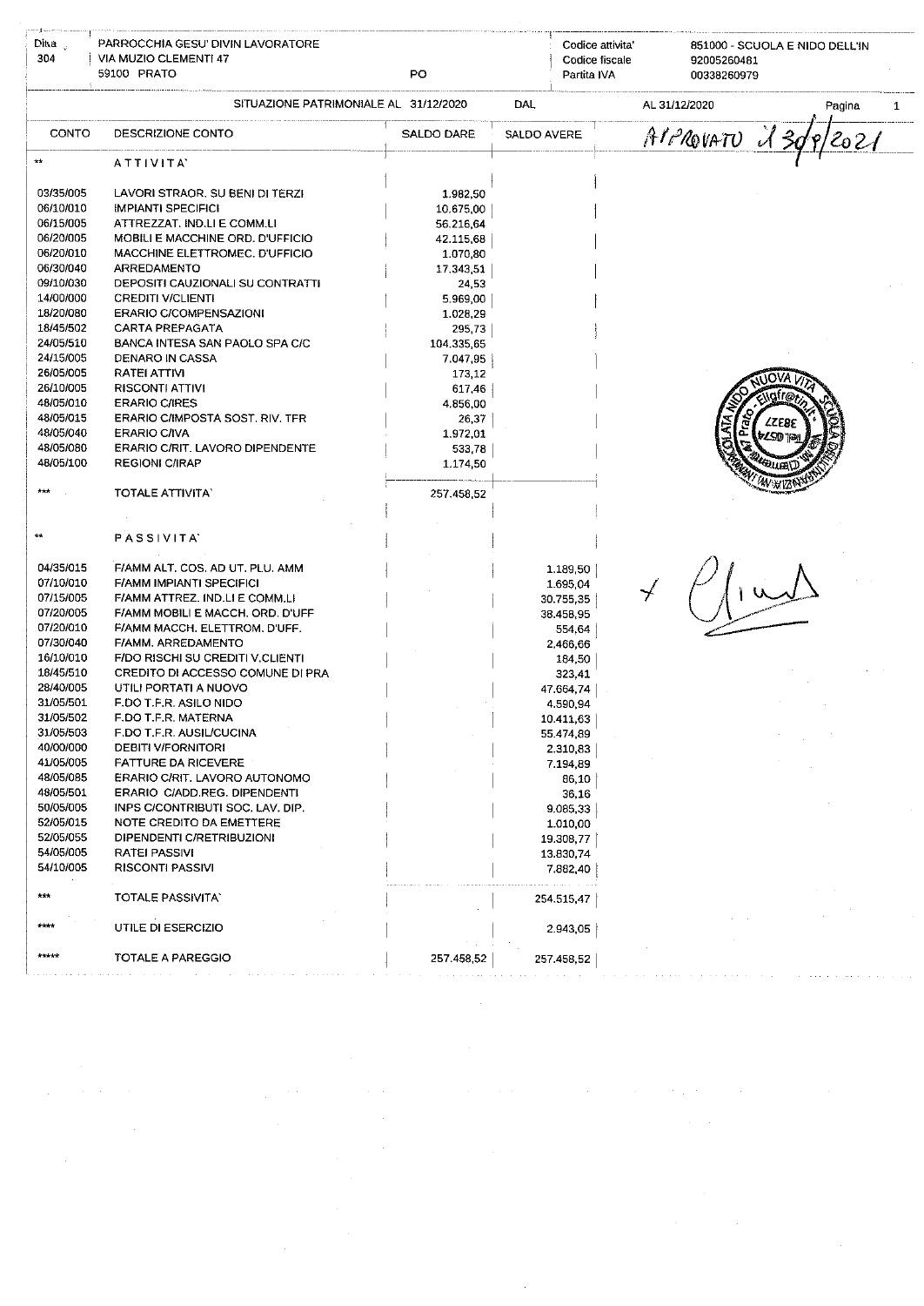| Ditta 304 | PARROCCHIA GESU' DIVIN LAVORATORE VIA MUZIO CLEMENTI 47 59100 PRATO | PO | Codice attivita' Codice fiscale Partita IVA | 851000 - SCUOLA E NIDO DELL'IN 92005260481 00338260979 |
|---|---|---|---|---|

SITUAZIONE PATRIMONIALE AL 31/12/2020 DAL AL 31/12/2020

APPROVATO il 30/8/2021

| CONTO | DESCRIZIONE CONTO | SALDO DARE | SALDO AVERE |
|---|---|---|---|
| ** | **ATTIVITA'** | | |
| 03/35/005 | LAVORI STRAOR. SU BENI DI TERZI | 1.982,50 | |
| 06/10/010 | IMPIANTI SPECIFICI | 10.675,00 | |
| 06/15/005 | ATTREZZAT. IND.LI E COMM.LI | 56.216,64 | |
| 06/20/005 | MOBILI E MACCHINE ORD. D'UFFICIO | 42.115,68 | |
| 06/20/010 | MACCHINE ELETTROMEC. D'UFFICIO | 1.070,80 | |
| 06/30/040 | ARREDAMENTO | 17.343,51 | |
| 09/10/030 | DEPOSITI CAUZIONALI SU CONTRATTI | 24,53 | |
| 14/00/000 | CREDITI V/CLIENTI | 5.969,00 | |
| 18/20/080 | ERARIO C/COMPENSAZIONI | 1.028,29 | |
| 18/45/502 | CARTA PREPAGATA | 295,73 | |
| 24/05/510 | BANCA INTESA SAN PAOLO SPA C/C | 104.335,65 | |
| 24/15/005 | DENARO IN CASSA | 7.047,95 | |
| 26/05/005 | RATEI ATTIVI | 173,12 | |
| 26/10/005 | RISCONTI ATTIVI | 617,46 | |
| 48/05/010 | ERARIO C/IRES | 4.856,00 | |
| 48/05/015 | ERARIO C/IMPOSTA SOST. RIV. TFR | 26,37 | |
| 48/05/040 | ERARIO C/IVA | 1.972,01 | |
| 48/05/080 | ERARIO C/RIT. LAVORO DIPENDENTE | 533,78 | |
| 48/05/100 | REGIONI C/IRAP | 1.174,50 | |
| *** | TOTALE ATTIVITA' | 257.458,52 | |
| ** | **PASSIVITA'** | | |
| 04/35/015 | F/AMM ALT. COS. AD UT. PLU. AMM | | 1.189,50 |
| 07/10/010 | F/AMM IMPIANTI SPECIFICI | | 1.695,04 |
| 07/15/005 | F/AMM ATTREZ. IND.LI E COMM.LI | | 30.755,35 |
| 07/20/005 | F/AMM MOBILI E MACCH. ORD. D'UFF | | 38.458,95 |
| 07/20/010 | F/AMM MACCH. ELETTROM. D'UFF. | | 554,64 |
| 07/30/040 | F/AMM. ARREDAMENTO | | 2.466,66 |
| 16/10/010 | F/DO RISCHI SU CREDITI V.CLIENTI | | 184,50 |
| 18/45/510 | CREDITO DI ACCESSO COMUNE DI PRA | | 323,41 |
| 28/40/005 | UTILI PORTATI A NUOVO | | 47.664,74 |
| 31/05/501 | F.DO T.F.R. ASILO NIDO | | 4.590,94 |
| 31/05/502 | F.DO T.F.R. MATERNA | | 10.411,63 |
| 31/05/503 | F.DO T.F.R. AUSIL/CUCINA | | 55.474,89 |
| 40/00/000 | DEBITI V/FORNITORI | | 2.310,83 |
| 41/05/005 | FATTURE DA RICEVERE | | 7.194,89 |
| 48/05/085 | ERARIO C/RIT. LAVORO AUTONOMO | | 86,10 |
| 48/05/501 | ERARIO C/ADD.REG. DIPENDENTI | | 36,16 |
| 50/05/005 | INPS C/CONTRIBUTI SOC. LAV. DIP. | | 9.085,33 |
| 52/05/015 | NOTE CREDITO DA EMETTERE | | 1.010,00 |
| 52/05/055 | DIPENDENTI C/RETRIBUZIONI | | 19.308,77 |
| 54/05/005 | RATEI PASSIVI | | 13.830,74 |
| 54/10/005 | RISCONTI PASSIVI | | 7.882,40 |
| *** | TOTALE PASSIVITA' | | 254.515,47 |
| **** | UTILE DI ESERCIZIO | | 2.943,05 |
| ***** | TOTALE A PAREGGIO | 257.458,52 | 257.458,52 |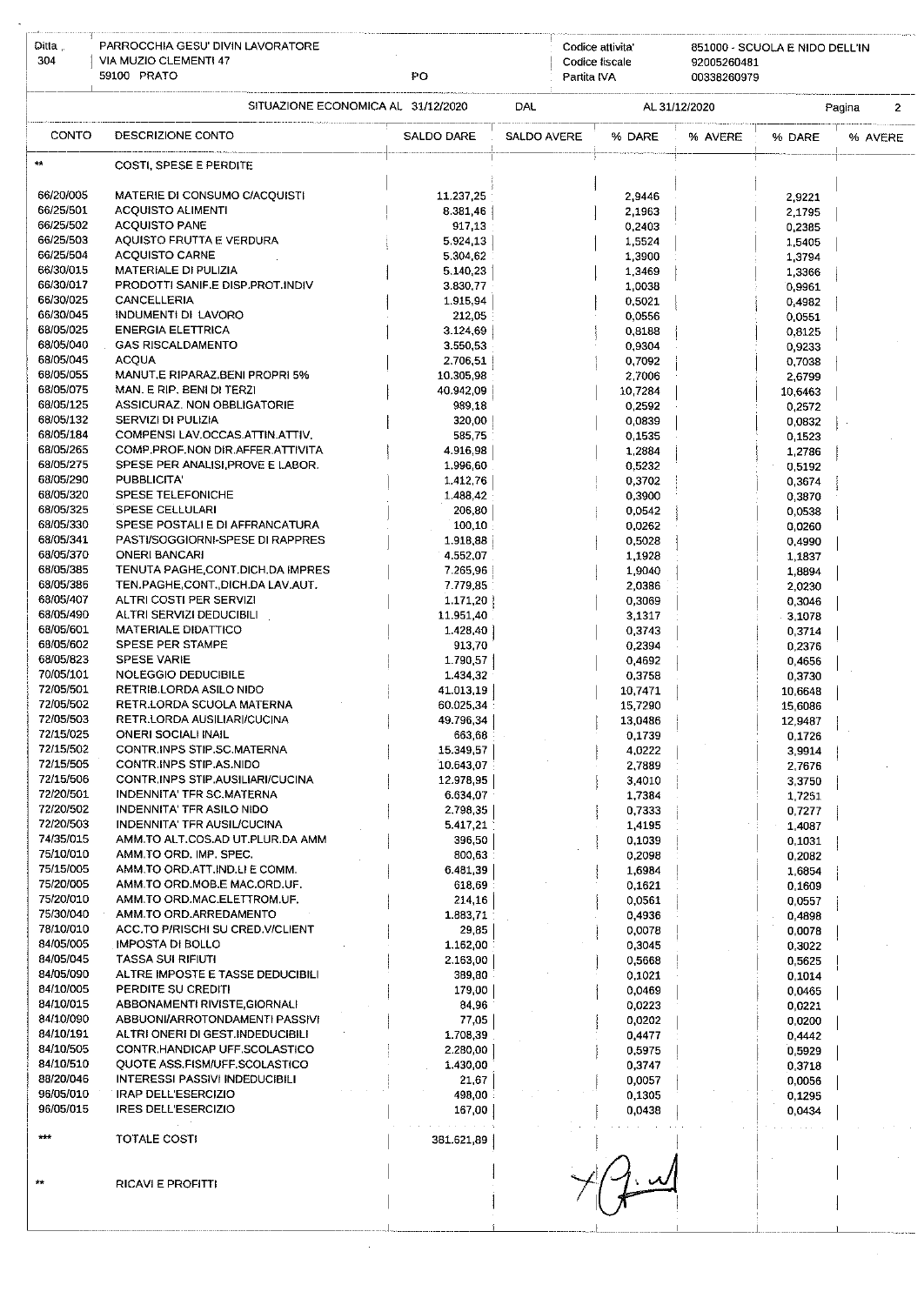| Ditta 304 | PARROCCHIA GESU' DIVIN LAVORATORE VIA MUZIO CLEMENTI 47 59100 PRATO PO | | Codice attivita' Codice fiscale Partita IVA | 851000 - SCUOLA E NIDO DELL'IN 92005260481 00338260979 | |
|---|---|---|---|---|---|

SITUAZIONE ECONOMICA AL 31/12/2020 DAL AL 31/12/2020

| CONTO | DESCRIZIONE CONTO | SALDO DARE | SALDO AVERE | % DARE | % AVERE | % DARE | % AVERE |
|---|---|---|---|---|---|---|---|
| ** | COSTI, SPESE E PERDITE | | | | | | |
| 66/20/005 | MATERIE DI CONSUMO C/ACQUISTI | 11.237,25 | | 2,9446 | | 2,9221 | |
| 66/25/501 | ACQUISTO ALIMENTI | 8.381,46 | | 2,1963 | | 2,1795 | |
| 66/25/502 | ACQUISTO PANE | 917,13 | | 0,2403 | | 0,2385 | |
| 66/25/503 | AQUISTO FRUTTA E VERDURA | 5.924,13 | | 1,5524 | | 1,5405 | |
| 66/25/504 | ACQUISTO CARNE | 5.304,62 | | 1,3900 | | 1,3794 | |
| 66/30/015 | MATERIALE DI PULIZIA | 5.140,23 | | 1,3469 | | 1,3366 | |
| 66/30/017 | PRODOTTI SANIF.E DISP.PROT.INDIV | 3.830,77 | | 1,0038 | | 0,9961 | |
| 66/30/025 | CANCELLERIA | 1.915,94 | | 0,5021 | | 0,4982 | |
| 66/30/045 | INDUMENTI DI LAVORO | 212,05 | | 0,0556 | | 0,0551 | |
| 68/05/025 | ENERGIA ELETTRICA | 3.124,69 | | 0,8188 | | 0,8125 | |
| 68/05/040 | GAS RISCALDAMENTO | 3.550,53 | | 0,9304 | | 0,9233 | |
| 68/05/045 | ACQUA | 2.706,51 | | 0,7092 | | 0,7038 | |
| 68/05/055 | MANUT.E RIPARAZ.BENI PROPRI 5% | 10.305,98 | | 2,7006 | | 2,6799 | |
| 68/05/075 | MAN. E RIP. BENI DI TERZI | 40.942,09 | | 10,7284 | | 10,6463 | |
| 68/05/125 | ASSICURAZ. NON OBBLIGATORIE | 989,18 | | 0,2592 | | 0,2572 | |
| 68/05/132 | SERVIZI DI PULIZIA | 320,00 | | 0,0839 | | 0,0832 | |
| 68/05/184 | COMPENSI LAV.OCCAS.ATTIN.ATTIV. | 585,75 | | 0,1535 | | 0,1523 | |
| 68/05/265 | COMP.PROF.NON DIR.AFFER.ATTIVITA | 4.916,98 | | 1,2884 | | 1,2786 | |
| 68/05/275 | SPESE PER ANALISI,PROVE E LABOR. | 1.996,60 | | 0,5232 | | 0,5192 | |
| 68/05/290 | PUBBLICITA' | 1.412,76 | | 0,3702 | | 0,3674 | |
| 68/05/320 | SPESE TELEFONICHE | 1.488,42 | | 0,3900 | | 0,3870 | |
| 68/05/325 | SPESE CELLULARI | 206,80 | | 0,0542 | | 0,0538 | |
| 68/05/330 | SPESE POSTALI E DI AFFRANCATURA | 100,10 | | 0,0262 | | 0,0260 | |
| 68/05/341 | PASTI/SOGGIORNI-SPESE DI RAPPRES | 1.918,88 | | 0,5028 | | 0,4990 | |
| 68/05/370 | ONERI BANCARI | 4.552,07 | | 1,1928 | | 1,1837 | |
| 68/05/385 | TENUTA PAGHE,CONT.DICH.DA IMPRES | 7.265,96 | | 1,9040 | | 1,8894 | |
| 68/05/386 | TEN.PAGHE,CONT.,DICH.DA LAV.AUT. | 7.779,85 | | 2,0386 | | 2,0230 | |
| 68/05/407 | ALTRI COSTI PER SERVIZI | 1.171,20 | | 0,3069 | | 0,3046 | |
| 68/05/490 | ALTRI SERVIZI DEDUCIBILI | 11.951,40 | | 3,1317 | | 3,1078 | |
| 68/05/601 | MATERIALE DIDATTICO | 1.428,40 | | 0,3743 | | 0,3714 | |
| 68/05/602 | SPESE PER STAMPE | 913,70 | | 0,2394 | | 0,2376 | |
| 68/05/823 | SPESE VARIE | 1.790,57 | | 0,4692 | | 0,4656 | |
| 70/05/101 | NOLEGGIO DEDUCIBILE | 1.434,32 | | 0,3758 | | 0,3730 | |
| 72/05/501 | RETRIB.LORDA ASILO NIDO | 41.013,19 | | 10,7471 | | 10,6648 | |
| 72/05/502 | RETR.LORDA SCUOLA MATERNA | 60.025,34 | | 15,7290 | | 15,6086 | |
| 72/05/503 | RETR.LORDA AUSILIARI/CUCINA | 49.796,34 | | 13,0486 | | 12,9487 | |
| 72/15/025 | ONERI SOCIALI INAIL | 663,68 | | 0,1739 | | 0,1726 | |
| 72/15/502 | CONTR.INPS STIP.SC.MATERNA | 15.349,57 | | 4,0222 | | 3,9914 | |
| 72/15/505 | CONTR.INPS STIP.AS.NIDO | 10.643,07 | | 2,7889 | | 2,7676 | |
| 72/15/506 | CONTR.INPS STIP.AUSILIARI/CUCINA | 12.978,95 | | 3,4010 | | 3,3750 | |
| 72/20/501 | INDENNITA' TFR SC.MATERNA | 6.634,07 | | 1,7384 | | 1,7251 | |
| 72/20/502 | INDENNITA' TFR ASILO NIDO | 2.798,35 | | 0,7333 | | 0,7277 | |
| 72/20/503 | INDENNITA' TFR AUSIL/CUCINA | 5.417,21 | | 1,4195 | | 1,4087 | |
| 74/35/015 | AMM.TO ALT.COS.AD UT.PLUR.DA AMM | 396,50 | | 0,1039 | | 0,1031 | |
| 75/10/010 | AMM.TO ORD. IMP. SPEC. | 800,63 | | 0,2098 | | 0,2082 | |
| 75/15/005 | AMM.TO ORD.ATT.IND.LI E COMM. | 6.481,39 | | 1,6984 | | 1,6854 | |
| 75/20/005 | AMM.TO ORD.MOB.E MAC.ORD.UF. | 618,69 | | 0,1621 | | 0,1609 | |
| 75/20/010 | AMM.TO ORD.MAC.ELETTROM.UF. | 214,16 | | 0,0561 | | 0,0557 | |
| 75/30/040 | AMM.TO ORD.ARREDAMENTO | 1.883,71 | | 0,4936 | | 0,4898 | |
| 78/10/010 | ACC.TO P/RISCHI SU CRED.V/CLIENT | 29,85 | | 0,0078 | | 0,0078 | |
| 84/05/005 | IMPOSTA DI BOLLO | 1.162,00 | | 0,3045 | | 0,3022 | |
| 84/05/045 | TASSA SUI RIFIUTI | 2.163,00 | | 0,5668 | | 0,5625 | |
| 84/05/090 | ALTRE IMPOSTE E TASSE DEDUCIBILI | 389,80 | | 0,1021 | | 0,1014 | |
| 84/10/005 | PERDITE SU CREDITI | 179,00 | | 0,0469 | | 0,0465 | |
| 84/10/015 | ABBONAMENTI RIVISTE,GIORNALI | 84,96 | | 0,0223 | | 0,0221 | |
| 84/10/090 | ABBUONI/ARROTONDAMENTI PASSIVI | 77,05 | | 0,0202 | | 0,0200 | |
| 84/10/191 | ALTRI ONERI DI GEST.INDEDUCIBILI | 1.708,39 | | 0,4477 | | 0,4442 | |
| 84/10/505 | CONTR.HANDICAP UFF.SCOLASTICO | 2.280,00 | | 0,5975 | | 0,5929 | |
| 84/10/510 | QUOTE ASS.FISM/UFF.SCOLASTICO | 1.430,00 | | 0,3747 | | 0,3718 | |
| 88/20/046 | INTERESSI PASSIVI INDEDUCIBILI | 21,67 | | 0,0057 | | 0,0056 | |
| 96/05/010 | IRAP DELL'ESERCIZIO | 498,00 | | 0,1305 | | 0,1295 | |
| 96/05/015 | IRES DELL'ESERCIZIO | 167,00 | | 0,0438 | | 0,0434 | |
| *** | TOTALE COSTI | 381.621,89 | | | | | |
| ** | RICAVI E PROFITTI | | | | | | |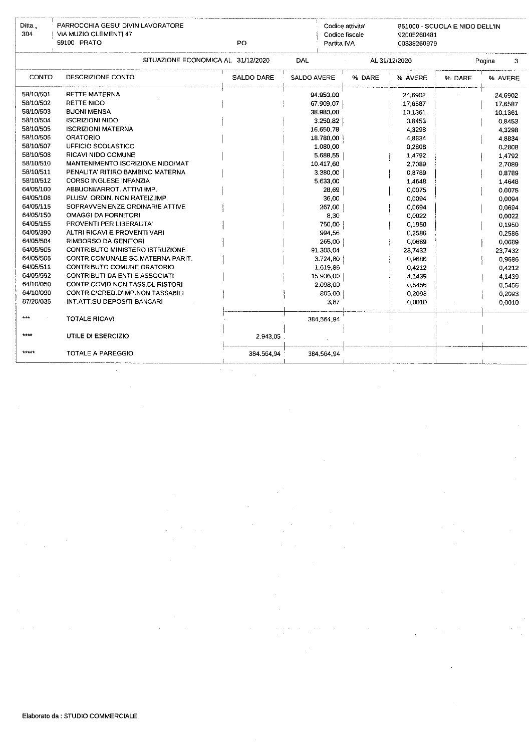| Ditta 304 | PARROCCHIA GESU' DIVIN LAVORATORE VIA MUZIO CLEMENTI 47 59100 PRATO | PO | Codice attivita' Codice fiscale Partita IVA | 851000 - SCUOLA E NIDO DELL'IN 92005260481 00338260979 |
|---|---|---|---|---|

SITUAZIONE ECONOMICA AL 31/12/2020 DAL AL 31/12/2020

| CONTO | DESCRIZIONE CONTO | SALDO DARE | SALDO AVERE | % DARE | % AVERE | % DARE | % AVERE |
|---|---|---|---|---|---|---|---|
| 58/10/501 | RETTE MATERNA | | 94.950,00 | | 24,6902 | | 24,6902 |
| 58/10/502 | RETTE NIDO | | 67.909,07 | | 17,6587 | | 17,6587 |
| 58/10/503 | BUONI MENSA | | 38.980,00 | | 10,1361 | | 10,1361 |
| 58/10/504 | ISCRIZIONI NIDO | | 3.250,82 | | 0,8453 | | 0,8453 |
| 58/10/505 | ISCRIZIONI MATERNA | | 16.650,78 | | 4,3298 | | 4,3298 |
| 58/10/506 | ORATORIO | | 18.780,00 | | 4,8834 | | 4,8834 |
| 58/10/507 | UFFICIO SCOLASTICO | | 1.080,00 | | 0,2808 | | 0,2808 |
| 58/10/508 | RICAVI NIDO COMUNE | | 5.688,55 | | 1,4792 | | 1,4792 |
| 58/10/510 | MANTENIMENTO ISCRIZIONE NIDO/MAT | | 10.417,60 | | 2,7089 | | 2,7089 |
| 58/10/511 | PENALITA' RITIRO BAMBINO MATERNA | | 3.380,00 | | 0,8789 | | 0,8789 |
| 58/10/512 | CORSO INGLESE INFANZIA | | 5.633,00 | | 1,4648 | | 1,4648 |
| 64/05/100 | ABBUONI/ARROT. ATTIVI IMP. | | 28,69 | | 0,0075 | | 0,0075 |
| 64/05/106 | PLUSV. ORDIN. NON RATEIZ.IMP. | | 36,00 | | 0,0094 | | 0,0094 |
| 64/05/115 | SOPRAVVENIENZE ORDINARIE ATTIVE | | 267,00 | | 0,0694 | | 0,0694 |
| 64/05/150 | OMAGGI DA FORNITORI | | 8,30 | | 0,0022 | | 0,0022 |
| 64/05/155 | PROVENTI PER LIBERALITA' | | 750,00 | | 0,1950 | | 0,1950 |
| 64/05/390 | ALTRI RICAVI E PROVENTI VARI | | 994,56 | | 0,2586 | | 0,2586 |
| 64/05/504 | RIMBORSO DA GENITORI | | 265,00 | | 0,0689 | | 0,0689 |
| 64/05/505 | CONTRIBUTO MINISTERO ISTRUZIONE | | 91.308,04 | | 23,7432 | | 23,7432 |
| 64/05/506 | CONTR.COMUNALE SC.MATERNA PARIT. | | 3.724,80 | | 0,9686 | | 0,9686 |
| 64/05/511 | CONTRIBUTO COMUNE ORATORIO | | 1.619,86 | | 0,4212 | | 0,4212 |
| 64/05/592 | CONTRIBUTI DA ENTI E ASSOCIATI | | 15.936,00 | | 4,1439 | | 4,1439 |
| 64/10/050 | CONTR.COVID NON TASS.DL RISTORI | | 2.098,00 | | 0,5456 | | 0,5456 |
| 64/10/090 | CONTR.C/CRED.D'IMP.NON TASSABILI | | 805,00 | | 0,2093 | | 0,2093 |
| 87/20/035 | INT.ATT.SU DEPOSITI BANCARI | | 3,87 | | 0,0010 | | 0,0010 |
| *** | TOTALE RICAVI | | 384.564,94 | | | | |
| **** | UTILE DI ESERCIZIO | 2.943,05 | | | | | |
| ***** | TOTALE A PAREGGIO | 384.564,94 | 384.564,94 | | | | |

Elaborato da : STUDIO COMMERCIALE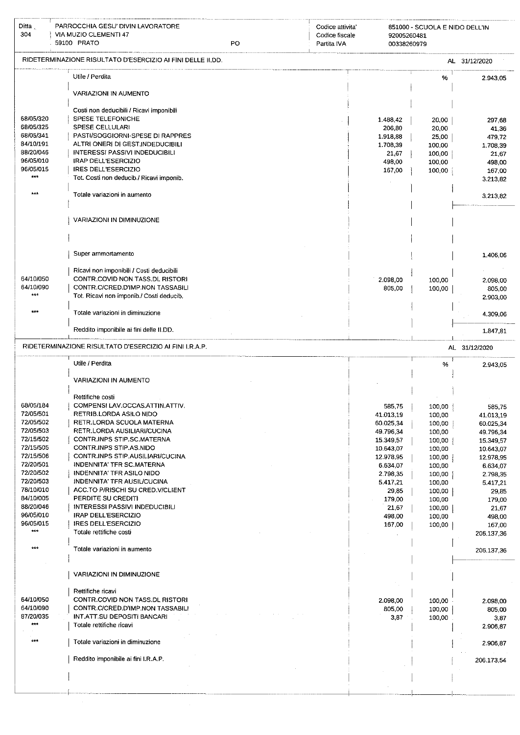| Ditta 304 | PARROCCHIA GESU' DIVIN LAVORATORE<br>VIA MUZIO CLEMENTI 47<br>59100 PRATO PO | Codice attivita'<br>Codice fiscale<br>Partita IVA | 851000 - SCUOLA E NIDO DELL'IN<br>92005260481<br>00338260979 |
|---|---|---|---|

## RIDETERMINAZIONE RISULTATO D'ESERCIZIO AI FINI DELLE II.DD. — AL 31/12/2020

| | | | % | |
|---|---|---|---|---|
| | Utile / Perdita | | | 2.943,05 |
| | VARIAZIONI IN AUMENTO | | | |
| | Costi non deducibili / Ricavi imponibili | | | |
| 68/05/320 | SPESE TELEFONICHE | 1.488,42 | 20,00 | 297,68 |
| 68/05/325 | SPESE CELLULARI | 206,80 | 20,00 | 41,36 |
| 68/05/341 | PASTI/SOGGIORNI-SPESE DI RAPPRES | 1.918,88 | 25,00 | 479,72 |
| 84/10/191 | ALTRI ONERI DI GEST.INDEDUCIBILI | 1.708,39 | 100,00 | 1.708,39 |
| 88/20/046 | INTERESSI PASSIVI INDEDUCIBILI | 21,67 | 100,00 | 21,67 |
| 96/05/010 | IRAP DELL'ESERCIZIO | 498,00 | 100,00 | 498,00 |
| 96/05/015 | IRES DELL'ESERCIZIO | 167,00 | 100,00 | 167,00 |
| *** | Tot. Costi non deducib./ Ricavi imponib. | | | 3.213,82 |
| *** | Totale variazioni in aumento | | | 3.213,82 |
| | VARIAZIONI IN DIMINUZIONE | | | |
| | Super ammortamento | | | 1.406,06 |
| | Ricavi non imponibili / Costi deducibili | | | |
| 64/10/050 | CONTR.COVID NON TASS.DL RISTORI | 2.098,00 | 100,00 | 2.098,00 |
| 64/10/090 | CONTR.C/CRED.D'IMP.NON TASSABILI | 805,00 | 100,00 | 805,00 |
| *** | Tot. Ricavi non imponib./ Costi deducib. | | | 2.903,00 |
| *** | Totale variazioni in diminuzione | | | 4.309,06 |
| | Reddito imponibile ai fini delle II.DD. | | | 1.847,81 |

## RIDETERMINAZIONE RISULTATO D'ESERCIZIO AI FINI I.R.A.P. — AL 31/12/2020

| | | | % | |
|---|---|---|---|---|
| | Utile / Perdita | | | 2.943,05 |
| | VARIAZIONI IN AUMENTO | | | |
| | Rettifiche costi | | | |
| 68/05/184 | COMPENSI LAV.OCCAS.ATTIN.ATTIV. | 585,75 | 100,00 | 585,75 |
| 72/05/501 | RETRIB.LORDA ASILO NIDO | 41.013,19 | 100,00 | 41.013,19 |
| 72/05/502 | RETR.LORDA SCUOLA MATERNA | 60.025,34 | 100,00 | 60.025,34 |
| 72/05/503 | RETR.LORDA AUSILIARI/CUCINA | 49.796,34 | 100,00 | 49.796,34 |
| 72/15/502 | CONTR.INPS STIP.SC.MATERNA | 15.349,57 | 100,00 | 15.349,57 |
| 72/15/505 | CONTR.INPS STIP.AS.NIDO | 10.643,07 | 100,00 | 10.643,07 |
| 72/15/506 | CONTR.INPS STIP.AUSILIARI/CUCINA | 12.978,95 | 100,00 | 12.978,95 |
| 72/20/501 | INDENNITA' TFR SC.MATERNA | 6.634,07 | 100,00 | 6.634,07 |
| 72/20/502 | INDENNITA' TFR ASILO NIDO | 2.798,35 | 100,00 | 2.798,35 |
| 72/20/503 | INDENNITA' TFR AUSIL/CUCINA | 5.417,21 | 100,00 | 5.417,21 |
| 78/10/010 | ACC.TO P/RISCHI SU CRED.V/CLIENT | 29,85 | 100,00 | 29,85 |
| 84/10/005 | PERDITE SU CREDITI | 179,00 | 100,00 | 179,00 |
| 88/20/046 | INTERESSI PASSIVI INDEDUCIBILI | 21,67 | 100,00 | 21,67 |
| 96/05/010 | IRAP DELL'ESERCIZIO | 498,00 | 100,00 | 498,00 |
| 96/05/015 | IRES DELL'ESERCIZIO | 167,00 | 100,00 | 167,00 |
| *** | Totale rettifiche costi | | | 206.137,36 |
| *** | Totale variazioni in aumento | | | 206.137,36 |
| | VARIAZIONI IN DIMINUZIONE | | | |
| | Rettifiche ricavi | | | |
| 64/10/050 | CONTR.COVID NON TASS.DL RISTORI | 2.098,00 | 100,00 | 2.098,00 |
| 64/10/090 | CONTR.C/CRED.D'IMP.NON TASSABILI | 805,00 | 100,00 | 805,00 |
| 87/20/035 | INT.ATT.SU DEPOSITI BANCARI | 3,87 | 100,00 | 3,87 |
| *** | Totale rettifiche ricavi | | | 2.906,87 |
| *** | Totale variazioni in diminuzione | | | 2.906,87 |
| | Reddito imponibile ai fini I.R.A.P. | | | 206.173,54 |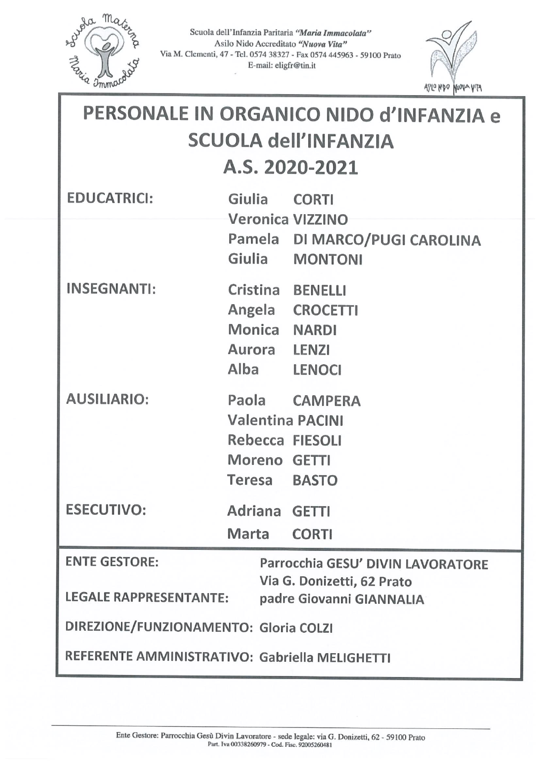Scuola dell'Infanzia Paritaria *"Maria Immacolata"*
Asilo Nido Accreditato *"Nuova Vita"*
Via M. Clementi, 47 - Tel. 0574 38327 - Fax 0574 445963 - 59100 Prato
E-mail: eligfr@tin.it

# PERSONALE IN ORGANICO NIDO d'INFANZIA e SCUOLA dell'INFANZIA A.S. 2020-2021

| | |
|---|---|
| **EDUCATRICI:** | Giulia CORTI |
| | Veronica VIZZINO |
| | Pamela DI MARCO/PUGI CAROLINA |
| | Giulia MONTONI |
| **INSEGNANTI:** | Cristina BENELLI |
| | Angela CROCETTI |
| | Monica NARDI |
| | Aurora LENZI |
| | Alba LENOCI |
| **AUSILIARIO:** | Paola CAMPERA |
| | Valentina PACINI |
| | Rebecca FIESOLI |
| | Moreno GETTI |
| | Teresa BASTO |
| **ESECUTIVO:** | Adriana GETTI |
| | Marta CORTI |

**ENTE GESTORE:** Parrocchia GESU' DIVIN LAVORATORE
Via G. Donizetti, 62 Prato

**LEGALE RAPPRESENTANTE:** padre Giovanni GIANNALIA

**DIREZIONE/FUNZIONAMENTO:** Gloria COLZI

**REFERENTE AMMINISTRATIVO:** Gabriella MELIGHETTI

Ente Gestore: Parrocchia Gesù Divin Lavoratore - sede legale: via G. Donizetti, 62 - 59100 Prato
Part. Iva 00338260979 - Cod. Fisc. 92005260481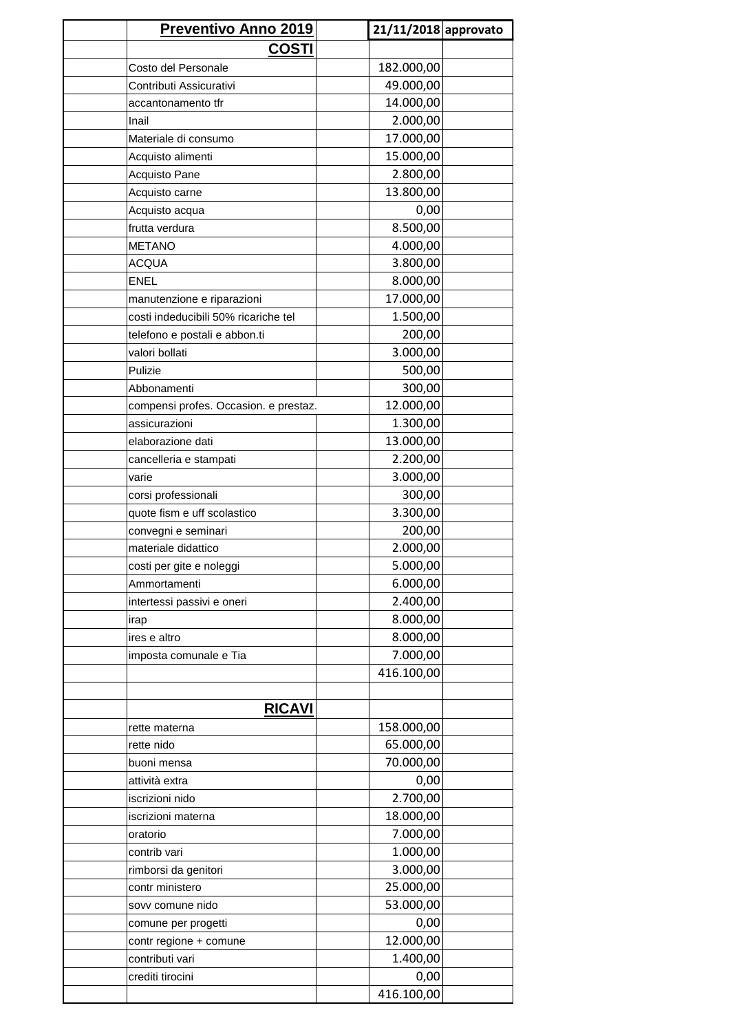| | Preventivo Anno 2019 | | 21/11/2018 | approvato |
|---|---|---|---|---|
| | **COSTI** | | | |
| | Costo del Personale | | 182.000,00 | |
| | Contributi Assicurativi | | 49.000,00 | |
| | accantonamento tfr | | 14.000,00 | |
| | Inail | | 2.000,00 | |
| | Materiale di consumo | | 17.000,00 | |
| | Acquisto alimenti | | 15.000,00 | |
| | Acquisto Pane | | 2.800,00 | |
| | Acquisto carne | | 13.800,00 | |
| | Acquisto acqua | | 0,00 | |
| | frutta verdura | | 8.500,00 | |
| | METANO | | 4.000,00 | |
| | ACQUA | | 3.800,00 | |
| | ENEL | | 8.000,00 | |
| | manutenzione e riparazioni | | 17.000,00 | |
| | costi indeducibili 50% ricariche tel | | 1.500,00 | |
| | telefono e postali e abbon.ti | | 200,00 | |
| | valori bollati | | 3.000,00 | |
| | Pulizie | | 500,00 | |
| | Abbonamenti | | 300,00 | |
| | compensi profes. Occasion. e prestaz. | | 12.000,00 | |
| | assicurazioni | | 1.300,00 | |
| | elaborazione dati | | 13.000,00 | |
| | cancelleria e stampati | | 2.200,00 | |
| | varie | | 3.000,00 | |
| | corsi professionali | | 300,00 | |
| | quote fism e uff scolastico | | 3.300,00 | |
| | convegni e seminari | | 200,00 | |
| | materiale didattico | | 2.000,00 | |
| | costi per gite e noleggi | | 5.000,00 | |
| | Ammortamenti | | 6.000,00 | |
| | intertessi passivi e oneri | | 2.400,00 | |
| | irap | | 8.000,00 | |
| | ires e altro | | 8.000,00 | |
| | imposta comunale e Tia | | 7.000,00 | |
| | | | 416.100,00 | |
| | | | | |
| | **RICAVI** | | | |
| | rette materna | | 158.000,00 | |
| | rette nido | | 65.000,00 | |
| | buoni mensa | | 70.000,00 | |
| | attività extra | | 0,00 | |
| | iscrizioni nido | | 2.700,00 | |
| | iscrizioni materna | | 18.000,00 | |
| | oratorio | | 7.000,00 | |
| | contrib vari | | 1.000,00 | |
| | rimborsi da genitori | | 3.000,00 | |
| | contr ministero | | 25.000,00 | |
| | sovv comune nido | | 53.000,00 | |
| | comune per progetti | | 0,00 | |
| | contr regione + comune | | 12.000,00 | |
| | contributi vari | | 1.400,00 | |
| | crediti tirocini | | 0,00 | |
| | | | 416.100,00 | |